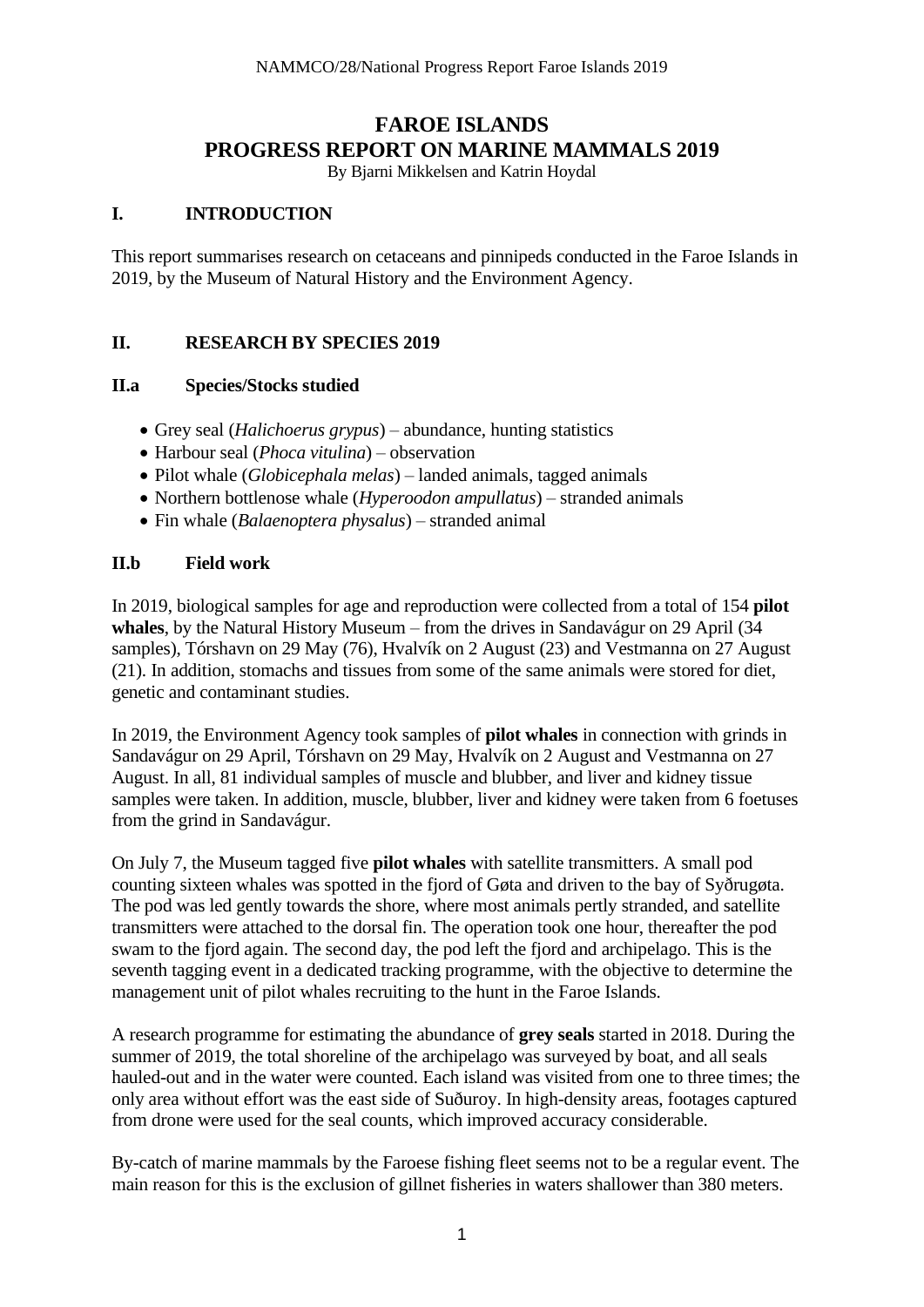# FAROE ISLANDS
# PROGRESS REPORT ON MARINE MAMMALS 2019

By Bjarni Mikkelsen and Katrin Hoydal

## I. INTRODUCTION

This report summarises research on cetaceans and pinnipeds conducted in the Faroe Islands in 2019, by the Museum of Natural History and the Environment Agency.

## II. RESEARCH BY SPECIES 2019

### II.a Species/Stocks studied

- Grey seal (*Halichoerus grypus*) – abundance, hunting statistics
- Harbour seal (*Phoca vitulina*) – observation
- Pilot whale (*Globicephala melas*) – landed animals, tagged animals
- Northern bottlenose whale (*Hyperoodon ampullatus*) – stranded animals
- Fin whale (*Balaenoptera physalus*) – stranded animal

### II.b Field work

In 2019, biological samples for age and reproduction were collected from a total of 154 **pilot whales**, by the Natural History Museum – from the drives in Sandavágur on 29 April (34 samples), Tórshavn on 29 May (76), Hvalvík on 2 August (23) and Vestmanna on 27 August (21). In addition, stomachs and tissues from some of the same animals were stored for diet, genetic and contaminant studies.

In 2019, the Environment Agency took samples of **pilot whales** in connection with grinds in Sandavágur on 29 April, Tórshavn on 29 May, Hvalvík on 2 August and Vestmanna on 27 August. In all, 81 individual samples of muscle and blubber, and liver and kidney tissue samples were taken. In addition, muscle, blubber, liver and kidney were taken from 6 foetuses from the grind in Sandavágur.

On July 7, the Museum tagged five **pilot whales** with satellite transmitters. A small pod counting sixteen whales was spotted in the fjord of Gøta and driven to the bay of Syðrugøta. The pod was led gently towards the shore, where most animals pertly stranded, and satellite transmitters were attached to the dorsal fin. The operation took one hour, thereafter the pod swam to the fjord again. The second day, the pod left the fjord and archipelago. This is the seventh tagging event in a dedicated tracking programme, with the objective to determine the management unit of pilot whales recruiting to the hunt in the Faroe Islands.

A research programme for estimating the abundance of **grey seals** started in 2018. During the summer of 2019, the total shoreline of the archipelago was surveyed by boat, and all seals hauled-out and in the water were counted. Each island was visited from one to three times; the only area without effort was the east side of Suðuroy. In high-density areas, footages captured from drone were used for the seal counts, which improved accuracy considerable.

By-catch of marine mammals by the Faroese fishing fleet seems not to be a regular event. The main reason for this is the exclusion of gillnet fisheries in waters shallower than 380 meters.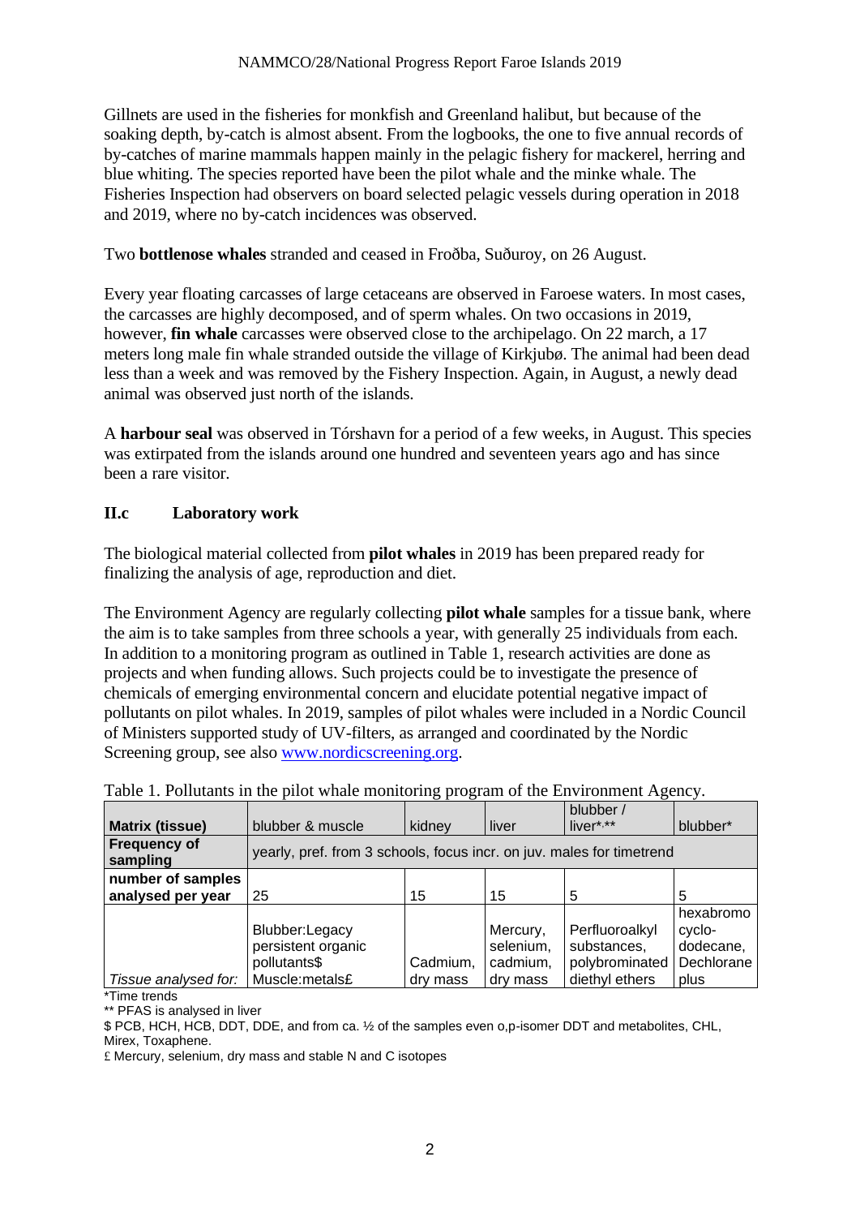Gillnets are used in the fisheries for monkfish and Greenland halibut, but because of the soaking depth, by-catch is almost absent. From the logbooks, the one to five annual records of by-catches of marine mammals happen mainly in the pelagic fishery for mackerel, herring and blue whiting. The species reported have been the pilot whale and the minke whale. The Fisheries Inspection had observers on board selected pelagic vessels during operation in 2018 and 2019, where no by-catch incidences was observed.

Two **bottlenose whales** stranded and ceased in Froðba, Suðuroy, on 26 August.

Every year floating carcasses of large cetaceans are observed in Faroese waters. In most cases, the carcasses are highly decomposed, and of sperm whales. On two occasions in 2019, however, **fin whale** carcasses were observed close to the archipelago. On 22 march, a 17 meters long male fin whale stranded outside the village of Kirkjubø. The animal had been dead less than a week and was removed by the Fishery Inspection. Again, in August, a newly dead animal was observed just north of the islands.

A **harbour seal** was observed in Tórshavn for a period of a few weeks, in August. This species was extirpated from the islands around one hundred and seventeen years ago and has since been a rare visitor.

## II.c Laboratory work

The biological material collected from **pilot whales** in 2019 has been prepared ready for finalizing the analysis of age, reproduction and diet.

The Environment Agency are regularly collecting **pilot whale** samples for a tissue bank, where the aim is to take samples from three schools a year, with generally 25 individuals from each. In addition to a monitoring program as outlined in Table 1, research activities are done as projects and when funding allows. Such projects could be to investigate the presence of chemicals of emerging environmental concern and elucidate potential negative impact of pollutants on pilot whales. In 2019, samples of pilot whales were included in a Nordic Council of Ministers supported study of UV-filters, as arranged and coordinated by the Nordic Screening group, see also [www.nordicscreening.org](http://www.nordicscreening.org).

Table 1. Pollutants in the pilot whale monitoring program of the Environment Agency.

| **Matrix (tissue)** | blubber & muscle | kidney | liver | blubber / liver*,** | blubber* |
|---|---|---|---|---|---|
| **Frequency of sampling** | yearly, pref. from 3 schools, focus incr. on juv. males for timetrend | | | | |
| **number of samples analysed per year** | 25 | 15 | 15 | 5 | 5 |
| *Tissue analysed for:* | Blubber:Legacy persistent organic pollutants$ Muscle:metals£ | Cadmium, dry mass | Mercury, selenium, cadmium, dry mass | Perfluoroalkyl substances, polybrominated diethyl ethers | hexabromo cyclo-dodecane, Dechlorane plus |

*Time trends

** PFAS is analysed in liver

$ PCB, HCH, HCB, DDT, DDE, and from ca. ½ of the samples even o,p-isomer DDT and metabolites, CHL, Mirex, Toxaphene.

£ Mercury, selenium, dry mass and stable N and C isotopes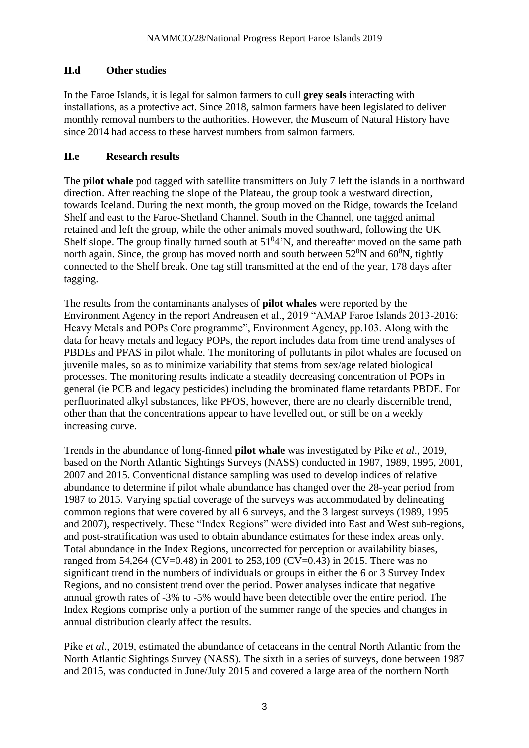## II.d Other studies

In the Faroe Islands, it is legal for salmon farmers to cull **grey seals** interacting with installations, as a protective act. Since 2018, salmon farmers have been legislated to deliver monthly removal numbers to the authorities. However, the Museum of Natural History have since 2014 had access to these harvest numbers from salmon farmers.

## II.e Research results

The **pilot whale** pod tagged with satellite transmitters on July 7 left the islands in a northward direction. After reaching the slope of the Plateau, the group took a westward direction, towards Iceland. During the next month, the group moved on the Ridge, towards the Iceland Shelf and east to the Faroe-Shetland Channel. South in the Channel, one tagged animal retained and left the group, while the other animals moved southward, following the UK Shelf slope. The group finally turned south at $51^0$4'N, and thereafter moved on the same path north again. Since, the group has moved north and south between $52^0$N and $60^0$N, tightly connected to the Shelf break. One tag still transmitted at the end of the year, 178 days after tagging.

The results from the contaminants analyses of **pilot whales** were reported by the Environment Agency in the report Andreasen et al., 2019 "AMAP Faroe Islands 2013-2016: Heavy Metals and POPs Core programme", Environment Agency, pp.103. Along with the data for heavy metals and legacy POPs, the report includes data from time trend analyses of PBDEs and PFAS in pilot whale. The monitoring of pollutants in pilot whales are focused on juvenile males, so as to minimize variability that stems from sex/age related biological processes. The monitoring results indicate a steadily decreasing concentration of POPs in general (ie PCB and legacy pesticides) including the brominated flame retardants PBDE. For perfluorinated alkyl substances, like PFOS, however, there are no clearly discernible trend, other than that the concentrations appear to have levelled out, or still be on a weekly increasing curve.

Trends in the abundance of long-finned **pilot whale** was investigated by Pike *et al*., 2019, based on the North Atlantic Sightings Surveys (NASS) conducted in 1987, 1989, 1995, 2001, 2007 and 2015. Conventional distance sampling was used to develop indices of relative abundance to determine if pilot whale abundance has changed over the 28-year period from 1987 to 2015. Varying spatial coverage of the surveys was accommodated by delineating common regions that were covered by all 6 surveys, and the 3 largest surveys (1989, 1995 and 2007), respectively. These "Index Regions" were divided into East and West sub-regions, and post-stratification was used to obtain abundance estimates for these index areas only. Total abundance in the Index Regions, uncorrected for perception or availability biases, ranged from 54,264 (CV=0.48) in 2001 to 253,109 (CV=0.43) in 2015. There was no significant trend in the numbers of individuals or groups in either the 6 or 3 Survey Index Regions, and no consistent trend over the period. Power analyses indicate that negative annual growth rates of -3% to -5% would have been detectible over the entire period. The Index Regions comprise only a portion of the summer range of the species and changes in annual distribution clearly affect the results.

Pike *et al*., 2019, estimated the abundance of cetaceans in the central North Atlantic from the North Atlantic Sightings Survey (NASS). The sixth in a series of surveys, done between 1987 and 2015, was conducted in June/July 2015 and covered a large area of the northern North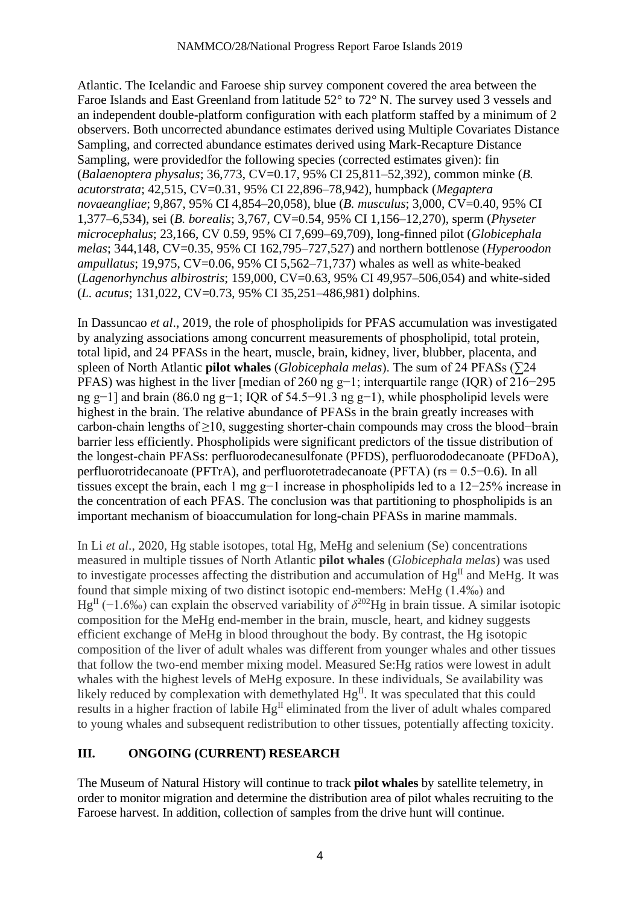Atlantic. The Icelandic and Faroese ship survey component covered the area between the Faroe Islands and East Greenland from latitude 52° to 72° N. The survey used 3 vessels and an independent double-platform configuration with each platform staffed by a minimum of 2 observers. Both uncorrected abundance estimates derived using Multiple Covariates Distance Sampling, and corrected abundance estimates derived using Mark-Recapture Distance Sampling, were providedfor the following species (corrected estimates given): fin (*Balaenoptera physalus*; 36,773, CV=0.17, 95% CI 25,811–52,392), common minke (*B. acutorstrata*; 42,515, CV=0.31, 95% CI 22,896–78,942), humpback (*Megaptera novaeangliae*; 9,867, 95% CI 4,854–20,058), blue (*B. musculus*; 3,000, CV=0.40, 95% CI 1,377–6,534), sei (*B. borealis*; 3,767, CV=0.54, 95% CI 1,156–12,270), sperm (*Physeter microcephalus*; 23,166, CV 0.59, 95% CI 7,699–69,709), long-finned pilot (*Globicephala melas*; 344,148, CV=0.35, 95% CI 162,795–727,527) and northern bottlenose (*Hyperoodon ampullatus*; 19,975, CV=0.06, 95% CI 5,562–71,737) whales as well as white-beaked (*Lagenorhynchus albirostris*; 159,000, CV=0.63, 95% CI 49,957–506,054) and white-sided (*L. acutus*; 131,022, CV=0.73, 95% CI 35,251–486,981) dolphins.

In Dassuncao *et al*., 2019, the role of phospholipids for PFAS accumulation was investigated by analyzing associations among concurrent measurements of phospholipid, total protein, total lipid, and 24 PFASs in the heart, muscle, brain, kidney, liver, blubber, placenta, and spleen of North Atlantic **pilot whales** (*Globicephala melas*). The sum of 24 PFASs (∑24 PFAS) was highest in the liver [median of 260 ng $g^{-1}$; interquartile range (IQR) of 216−295 ng $g^{-1}$] and brain (86.0 ng $g^{-1}$; IQR of 54.5−91.3 ng $g^{-1}$), while phospholipid levels were highest in the brain. The relative abundance of PFASs in the brain greatly increases with carbon-chain lengths of ≥10, suggesting shorter-chain compounds may cross the blood−brain barrier less efficiently. Phospholipids were significant predictors of the tissue distribution of the longest-chain PFASs: perfluorodecanesulfonate (PFDS), perfluorododecanoate (PFDoA), perfluorotridecanoate (PFTrA), and perfluorotetradecanoate (PFTA) ($r_s$ = 0.5−0.6). In all tissues except the brain, each 1 mg $g^{-1}$ increase in phospholipids led to a 12−25% increase in the concentration of each PFAS. The conclusion was that partitioning to phospholipids is an important mechanism of bioaccumulation for long-chain PFASs in marine mammals.

In Li *et al*., 2020, Hg stable isotopes, total Hg, MeHg and selenium (Se) concentrations measured in multiple tissues of North Atlantic **pilot whales** (*Globicephala melas*) was used to investigate processes affecting the distribution and accumulation of $Hg^{II}$ and MeHg. It was found that simple mixing of two distinct isotopic end-members: MeHg (1.4‰) and $Hg^{II}$ (−1.6‰) can explain the observed variability of $\delta^{202}$Hg in brain tissue. A similar isotopic composition for the MeHg end-member in the brain, muscle, heart, and kidney suggests efficient exchange of MeHg in blood throughout the body. By contrast, the Hg isotopic composition of the liver of adult whales was different from younger whales and other tissues that follow the two-end member mixing model. Measured Se:Hg ratios were lowest in adult whales with the highest levels of MeHg exposure. In these individuals, Se availability was likely reduced by complexation with demethylated $Hg^{II}$. It was speculated that this could results in a higher fraction of labile $Hg^{II}$ eliminated from the liver of adult whales compared to young whales and subsequent redistribution to other tissues, potentially affecting toxicity.

## III. ONGOING (CURRENT) RESEARCH

The Museum of Natural History will continue to track **pilot whales** by satellite telemetry, in order to monitor migration and determine the distribution area of pilot whales recruiting to the Faroese harvest. In addition, collection of samples from the drive hunt will continue.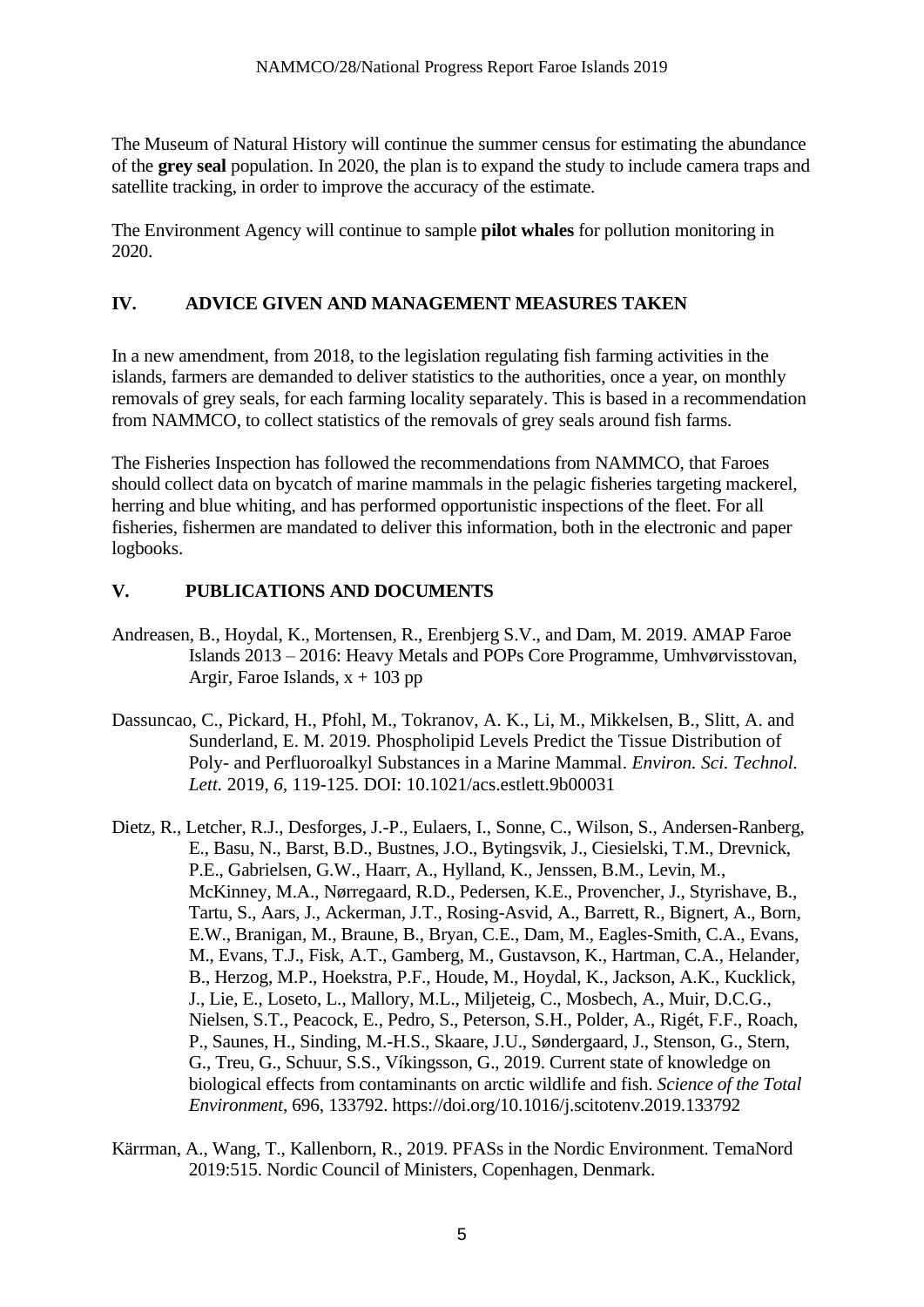The Museum of Natural History will continue the summer census for estimating the abundance of the **grey seal** population. In 2020, the plan is to expand the study to include camera traps and satellite tracking, in order to improve the accuracy of the estimate.

The Environment Agency will continue to sample **pilot whales** for pollution monitoring in 2020.

## IV. ADVICE GIVEN AND MANAGEMENT MEASURES TAKEN

In a new amendment, from 2018, to the legislation regulating fish farming activities in the islands, farmers are demanded to deliver statistics to the authorities, once a year, on monthly removals of grey seals, for each farming locality separately. This is based in a recommendation from NAMMCO, to collect statistics of the removals of grey seals around fish farms.

The Fisheries Inspection has followed the recommendations from NAMMCO, that Faroes should collect data on bycatch of marine mammals in the pelagic fisheries targeting mackerel, herring and blue whiting, and has performed opportunistic inspections of the fleet. For all fisheries, fishermen are mandated to deliver this information, both in the electronic and paper logbooks.

## V. PUBLICATIONS AND DOCUMENTS

Andreasen, B., Hoydal, K., Mortensen, R., Erenbjerg S.V., and Dam, M. 2019. AMAP Faroe Islands 2013 – 2016: Heavy Metals and POPs Core Programme, Umhvørvisstovan, Argir, Faroe Islands, x + 103 pp

Dassuncao, C., Pickard, H., Pfohl, M., Tokranov, A. K., Li, M., Mikkelsen, B., Slitt, A. and Sunderland, E. M. 2019. Phospholipid Levels Predict the Tissue Distribution of Poly- and Perfluoroalkyl Substances in a Marine Mammal. *Environ. Sci. Technol. Lett.* 2019, *6*, 119-125. DOI: 10.1021/acs.estlett.9b00031

Dietz, R., Letcher, R.J., Desforges, J.-P., Eulaers, I., Sonne, C., Wilson, S., Andersen-Ranberg, E., Basu, N., Barst, B.D., Bustnes, J.O., Bytingsvik, J., Ciesielski, T.M., Drevnick, P.E., Gabrielsen, G.W., Haarr, A., Hylland, K., Jenssen, B.M., Levin, M., McKinney, M.A., Nørregaard, R.D., Pedersen, K.E., Provencher, J., Styrishave, B., Tartu, S., Aars, J., Ackerman, J.T., Rosing-Asvid, A., Barrett, R., Bignert, A., Born, E.W., Branigan, M., Braune, B., Bryan, C.E., Dam, M., Eagles-Smith, C.A., Evans, M., Evans, T.J., Fisk, A.T., Gamberg, M., Gustavson, K., Hartman, C.A., Helander, B., Herzog, M.P., Hoekstra, P.F., Houde, M., Hoydal, K., Jackson, A.K., Kucklick, J., Lie, E., Loseto, L., Mallory, M.L., Miljeteig, C., Mosbech, A., Muir, D.C.G., Nielsen, S.T., Peacock, E., Pedro, S., Peterson, S.H., Polder, A., Rigét, F.F., Roach, P., Saunes, H., Sinding, M.-H.S., Skaare, J.U., Søndergaard, J., Stenson, G., Stern, G., Treu, G., Schuur, S.S., Víkingsson, G., 2019. Current state of knowledge on biological effects from contaminants on arctic wildlife and fish. *Science of the Total Environment*, 696, 133792. https://doi.org/10.1016/j.scitotenv.2019.133792

Kärrman, A., Wang, T., Kallenborn, R., 2019. PFASs in the Nordic Environment. TemaNord 2019:515. Nordic Council of Ministers, Copenhagen, Denmark.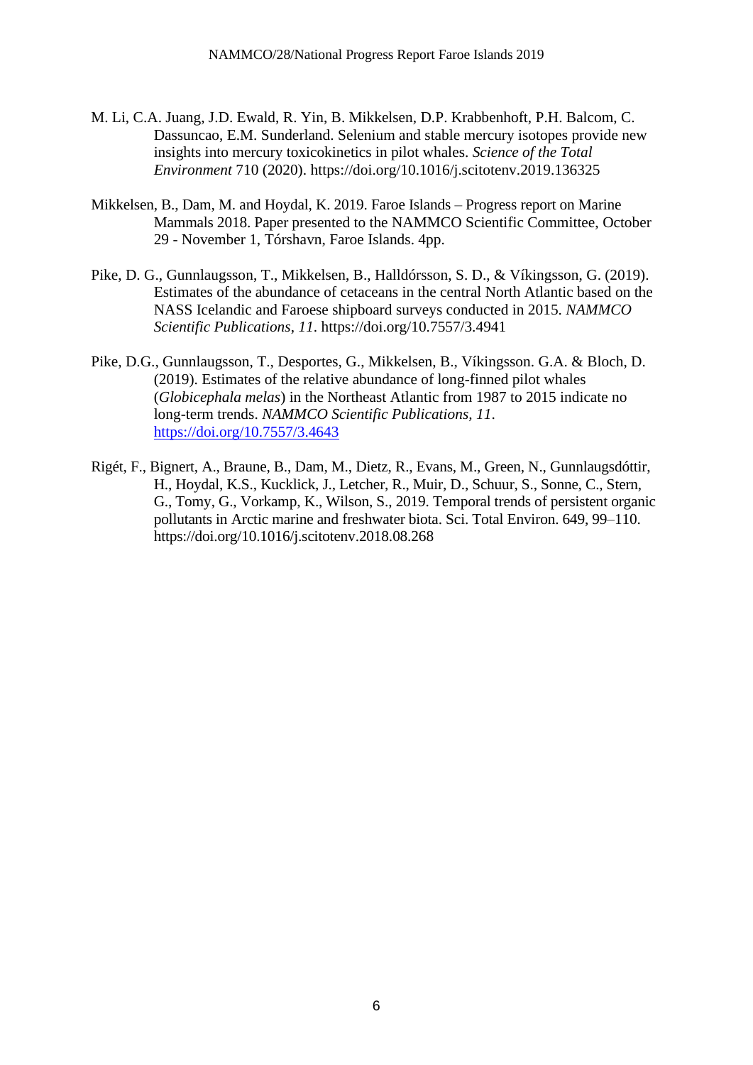M. Li, C.A. Juang, J.D. Ewald, R. Yin, B. Mikkelsen, D.P. Krabbenhoft, P.H. Balcom, C. Dassuncao, E.M. Sunderland. Selenium and stable mercury isotopes provide new insights into mercury toxicokinetics in pilot whales. *Science of the Total Environment* 710 (2020). https://doi.org/10.1016/j.scitotenv.2019.136325

Mikkelsen, B., Dam, M. and Hoydal, K. 2019. Faroe Islands – Progress report on Marine Mammals 2018. Paper presented to the NAMMCO Scientific Committee, October 29 - November 1, Tórshavn, Faroe Islands. 4pp.

Pike, D. G., Gunnlaugsson, T., Mikkelsen, B., Halldórsson, S. D., & Víkingsson, G. (2019). Estimates of the abundance of cetaceans in the central North Atlantic based on the NASS Icelandic and Faroese shipboard surveys conducted in 2015. *NAMMCO Scientific Publications*, *11*. https://doi.org/10.7557/3.4941

Pike, D.G., Gunnlaugsson, T., Desportes, G., Mikkelsen, B., Víkingsson. G.A. & Bloch, D. (2019). Estimates of the relative abundance of long-finned pilot whales (*Globicephala melas*) in the Northeast Atlantic from 1987 to 2015 indicate no long-term trends. *NAMMCO Scientific Publications, 11*. https://doi.org/10.7557/3.4643

Rigét, F., Bignert, A., Braune, B., Dam, M., Dietz, R., Evans, M., Green, N., Gunnlaugsdóttir, H., Hoydal, K.S., Kucklick, J., Letcher, R., Muir, D., Schuur, S., Sonne, C., Stern, G., Tomy, G., Vorkamp, K., Wilson, S., 2019. Temporal trends of persistent organic pollutants in Arctic marine and freshwater biota. Sci. Total Environ. 649, 99–110. https://doi.org/10.1016/j.scitotenv.2018.08.268